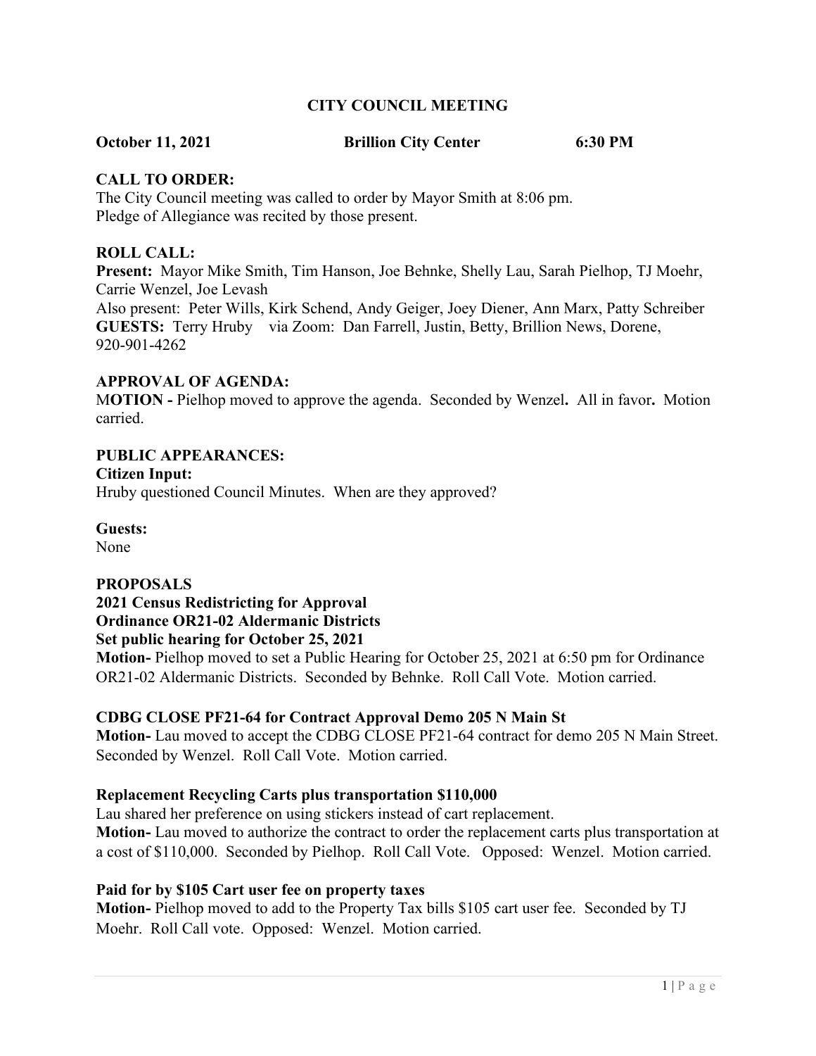# CITY COUNCIL MEETING

**October 11, 2021 Brillion City Center 6:30 PM**

## CALL TO ORDER:

The City Council meeting was called to order by Mayor Smith at 8:06 pm.
Pledge of Allegiance was recited by those present.

## ROLL CALL:

**Present:** Mayor Mike Smith, Tim Hanson, Joe Behnke, Shelly Lau, Sarah Pielhop, TJ Moehr, Carrie Wenzel, Joe Levash
Also present: Peter Wills, Kirk Schend, Andy Geiger, Joey Diener, Ann Marx, Patty Schreiber
**GUESTS:** Terry Hruby via Zoom: Dan Farrell, Justin, Betty, Brillion News, Dorene, 920-901-4262

## APPROVAL OF AGENDA:

M**OTION -** Pielhop moved to approve the agenda. Seconded by Wenzel**.** All in favor**.** Motion carried.

## PUBLIC APPEARANCES:

**Citizen Input:**
Hruby questioned Council Minutes. When are they approved?

**Guests:**
None

## PROPOSALS

**2021 Census Redistricting for Approval**
**Ordinance OR21-02 Aldermanic Districts**
**Set public hearing for October 25, 2021**
**Motion-** Pielhop moved to set a Public Hearing for October 25, 2021 at 6:50 pm for Ordinance OR21-02 Aldermanic Districts. Seconded by Behnke. Roll Call Vote. Motion carried.

**CDBG CLOSE PF21-64 for Contract Approval Demo 205 N Main St**
**Motion-** Lau moved to accept the CDBG CLOSE PF21-64 contract for demo 205 N Main Street. Seconded by Wenzel. Roll Call Vote. Motion carried.

**Replacement Recycling Carts plus transportation $110,000**
Lau shared her preference on using stickers instead of cart replacement.
**Motion-** Lau moved to authorize the contract to order the replacement carts plus transportation at a cost of $110,000. Seconded by Pielhop. Roll Call Vote. Opposed: Wenzel. Motion carried.

**Paid for by $105 Cart user fee on property taxes**
**Motion-** Pielhop moved to add to the Property Tax bills $105 cart user fee. Seconded by TJ Moehr. Roll Call vote. Opposed: Wenzel. Motion carried.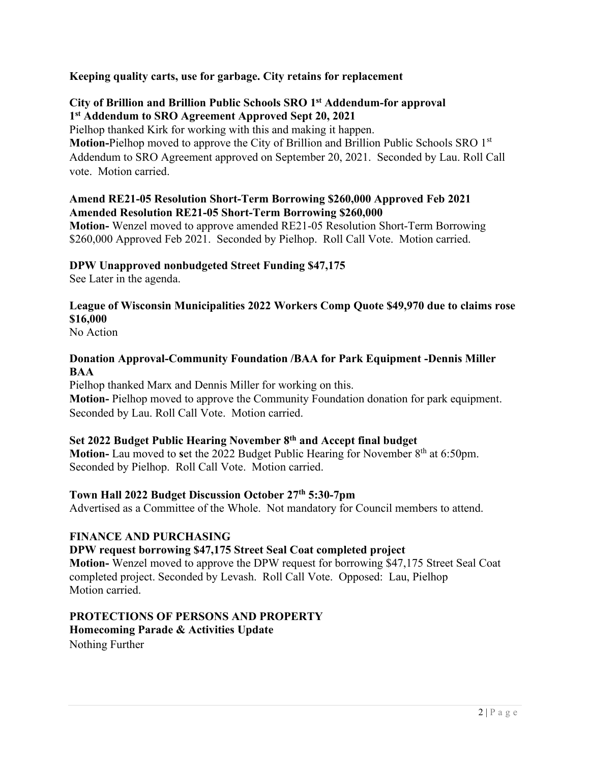**Keeping quality carts, use for garbage. City retains for replacement**

**City of Brillion and Brillion Public Schools SRO 1st Addendum-for approval**
**1st Addendum to SRO Agreement Approved Sept 20, 2021**

Pielhop thanked Kirk for working with this and making it happen.

**Motion-**Pielhop moved to approve the City of Brillion and Brillion Public Schools SRO 1st Addendum to SRO Agreement approved on September 20, 2021. Seconded by Lau. Roll Call vote. Motion carried.

**Amend RE21-05 Resolution Short-Term Borrowing $260,000 Approved Feb 2021**
**Amended Resolution RE21-05 Short-Term Borrowing $260,000**

**Motion-** Wenzel moved to approve amended RE21-05 Resolution Short-Term Borrowing $260,000 Approved Feb 2021. Seconded by Pielhop. Roll Call Vote. Motion carried.

**DPW Unapproved nonbudgeted Street Funding $47,175**

See Later in the agenda.

**League of Wisconsin Municipalities 2022 Workers Comp Quote $49,970 due to claims rose $16,000**

No Action

**Donation Approval-Community Foundation /BAA for Park Equipment -Dennis Miller BAA**

Pielhop thanked Marx and Dennis Miller for working on this.

**Motion-** Pielhop moved to approve the Community Foundation donation for park equipment. Seconded by Lau. Roll Call Vote. Motion carried.

**Set 2022 Budget Public Hearing November 8th and Accept final budget**

**Motion-** Lau moved to **s**et the 2022 Budget Public Hearing for November 8th at 6:50pm. Seconded by Pielhop. Roll Call Vote. Motion carried.

**Town Hall 2022 Budget Discussion October 27th 5:30-7pm**

Advertised as a Committee of the Whole. Not mandatory for Council members to attend.

**FINANCE AND PURCHASING**

**DPW request borrowing $47,175 Street Seal Coat completed project**

**Motion-** Wenzel moved to approve the DPW request for borrowing $47,175 Street Seal Coat completed project. Seconded by Levash. Roll Call Vote. Opposed: Lau, Pielhop
Motion carried.

**PROTECTIONS OF PERSONS AND PROPERTY**

**Homecoming Parade & Activities Update**

Nothing Further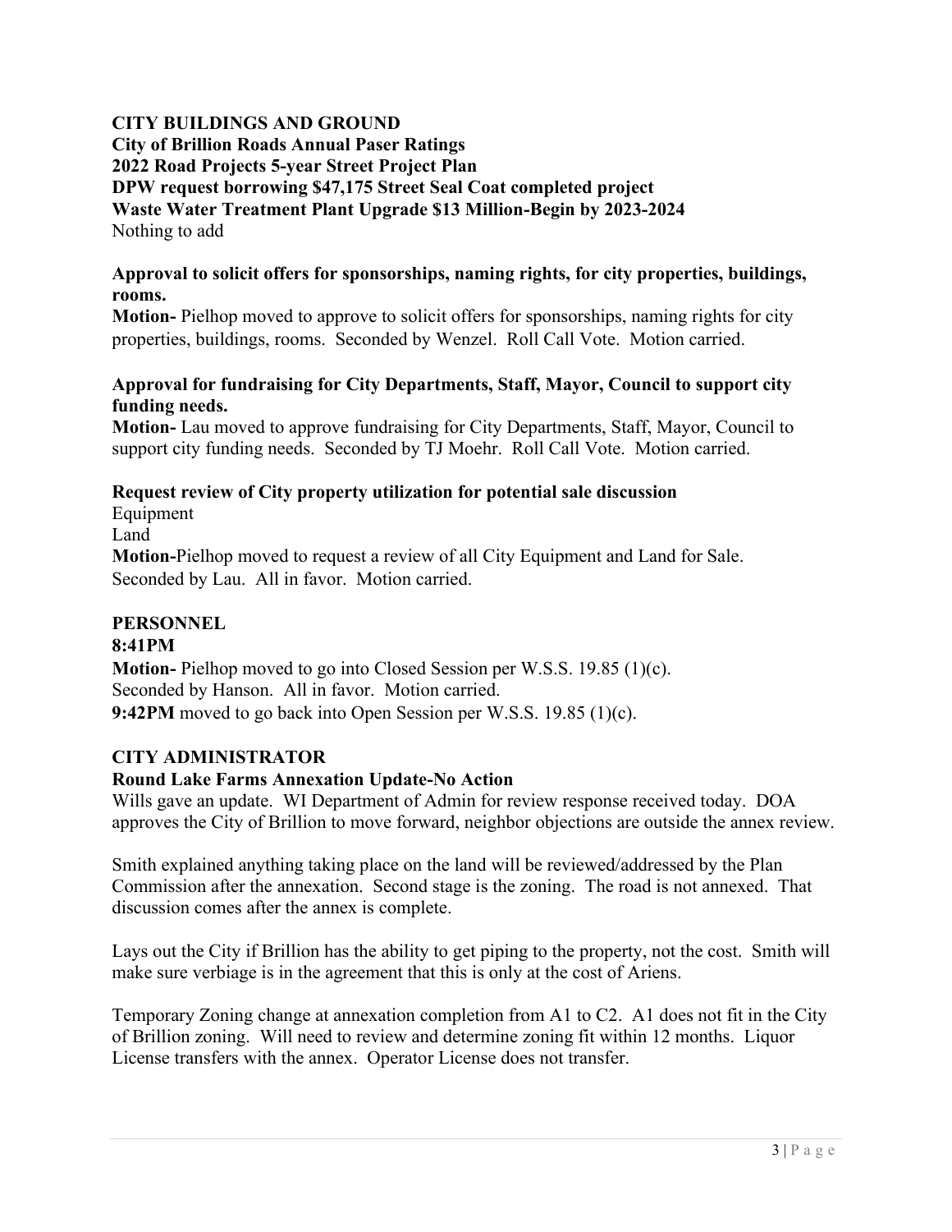**CITY BUILDINGS AND GROUND**
**City of Brillion Roads Annual Paser Ratings**
**2022 Road Projects 5-year Street Project Plan**
**DPW request borrowing $47,175 Street Seal Coat completed project**
**Waste Water Treatment Plant Upgrade $13 Million-Begin by 2023-2024**
Nothing to add

**Approval to solicit offers for sponsorships, naming rights, for city properties, buildings, rooms.**
**Motion-** Pielhop moved to approve to solicit offers for sponsorships, naming rights for city properties, buildings, rooms. Seconded by Wenzel. Roll Call Vote. Motion carried.

**Approval for fundraising for City Departments, Staff, Mayor, Council to support city funding needs.**
**Motion-** Lau moved to approve fundraising for City Departments, Staff, Mayor, Council to support city funding needs. Seconded by TJ Moehr. Roll Call Vote. Motion carried.

**Request review of City property utilization for potential sale discussion**
Equipment
Land
**Motion-**Pielhop moved to request a review of all City Equipment and Land for Sale. Seconded by Lau. All in favor. Motion carried.

**PERSONNEL**
**8:41PM**
**Motion-** Pielhop moved to go into Closed Session per W.S.S. 19.85 (1)(c).
Seconded by Hanson. All in favor. Motion carried.
**9:42PM** moved to go back into Open Session per W.S.S. 19.85 (1)(c).

**CITY ADMINISTRATOR**
**Round Lake Farms Annexation Update-No Action**
Wills gave an update. WI Department of Admin for review response received today. DOA approves the City of Brillion to move forward, neighbor objections are outside the annex review.

Smith explained anything taking place on the land will be reviewed/addressed by the Plan Commission after the annexation. Second stage is the zoning. The road is not annexed. That discussion comes after the annex is complete.

Lays out the City if Brillion has the ability to get piping to the property, not the cost. Smith will make sure verbiage is in the agreement that this is only at the cost of Ariens.

Temporary Zoning change at annexation completion from A1 to C2. A1 does not fit in the City of Brillion zoning. Will need to review and determine zoning fit within 12 months. Liquor License transfers with the annex. Operator License does not transfer.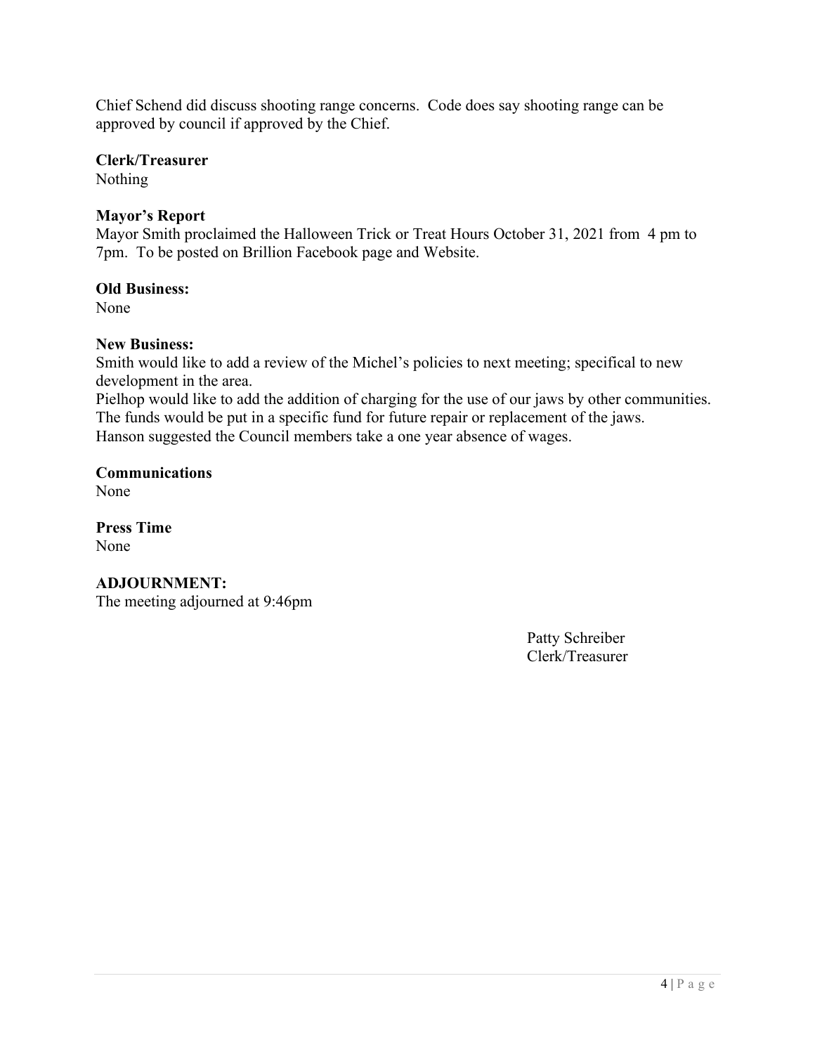Chief Schend did discuss shooting range concerns. Code does say shooting range can be approved by council if approved by the Chief.

**Clerk/Treasurer**
Nothing

**Mayor's Report**
Mayor Smith proclaimed the Halloween Trick or Treat Hours October 31, 2021 from 4 pm to 7pm. To be posted on Brillion Facebook page and Website.

**Old Business:**
None

**New Business:**
Smith would like to add a review of the Michel's policies to next meeting; specifical to new development in the area.
Pielhop would like to add the addition of charging for the use of our jaws by other communities. The funds would be put in a specific fund for future repair or replacement of the jaws.
Hanson suggested the Council members take a one year absence of wages.

**Communications**
None

**Press Time**
None

**ADJOURNMENT:**
The meeting adjourned at 9:46pm

Patty Schreiber
Clerk/Treasurer